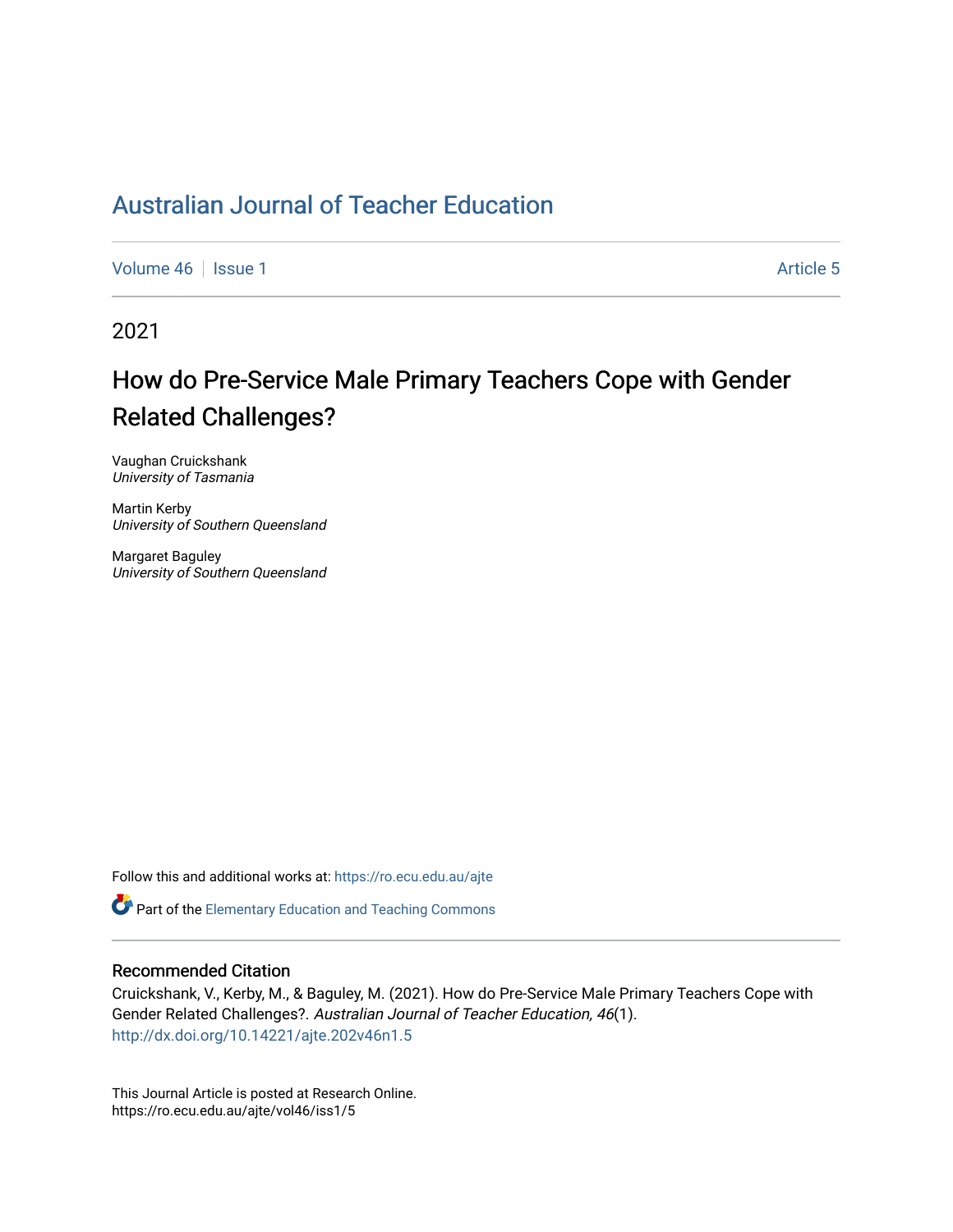# Australian Journal of Teacher Education

Volume 46 | Issue 1 Article 5

2021

## How do Pre-Service Male Primary Teachers Cope with Gender Related Challenges?

Vaughan Cruickshank
*University of Tasmania*

Martin Kerby
*University of Southern Queensland*

Margaret Baguley
*University of Southern Queensland*

Follow this and additional works at: https://ro.ecu.edu.au/ajte

Part of the Elementary Education and Teaching Commons

### Recommended Citation

Cruickshank, V., Kerby, M., & Baguley, M. (2021). How do Pre-Service Male Primary Teachers Cope with Gender Related Challenges?. *Australian Journal of Teacher Education, 46*(1).
http://dx.doi.org/10.14221/ajte.202v46n1.5

This Journal Article is posted at Research Online.
https://ro.ecu.edu.au/ajte/vol46/iss1/5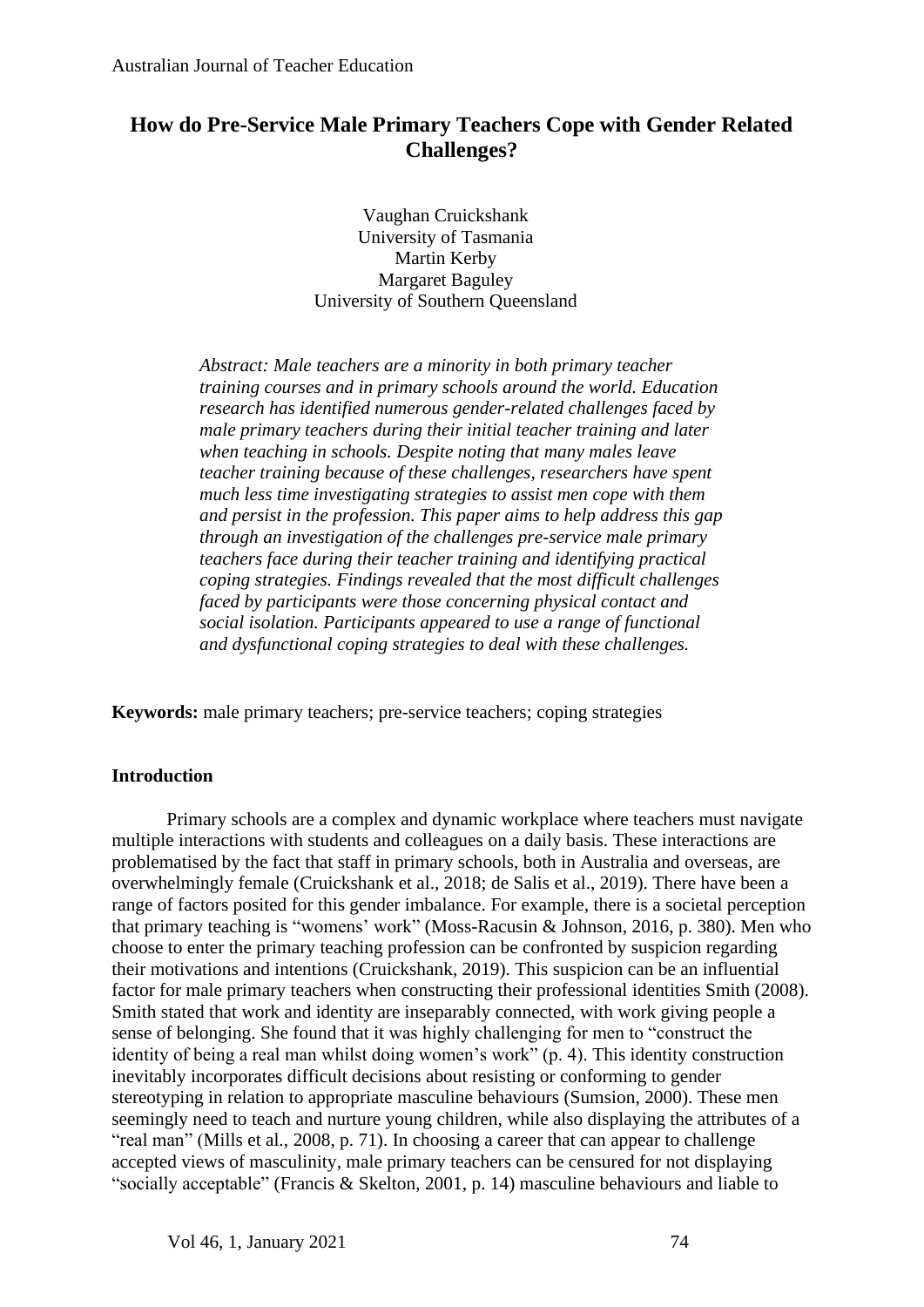# How do Pre-Service Male Primary Teachers Cope with Gender Related Challenges?

Vaughan Cruickshank
University of Tasmania
Martin Kerby
Margaret Baguley
University of Southern Queensland

*Abstract: Male teachers are a minority in both primary teacher training courses and in primary schools around the world. Education research has identified numerous gender-related challenges faced by male primary teachers during their initial teacher training and later when teaching in schools. Despite noting that many males leave teacher training because of these challenges, researchers have spent much less time investigating strategies to assist men cope with them and persist in the profession. This paper aims to help address this gap through an investigation of the challenges pre-service male primary teachers face during their teacher training and identifying practical coping strategies. Findings revealed that the most difficult challenges faced by participants were those concerning physical contact and social isolation. Participants appeared to use a range of functional and dysfunctional coping strategies to deal with these challenges.*

**Keywords:** male primary teachers; pre-service teachers; coping strategies

## Introduction

Primary schools are a complex and dynamic workplace where teachers must navigate multiple interactions with students and colleagues on a daily basis. These interactions are problematised by the fact that staff in primary schools, both in Australia and overseas, are overwhelmingly female (Cruickshank et al., 2018; de Salis et al., 2019). There have been a range of factors posited for this gender imbalance. For example, there is a societal perception that primary teaching is "womens' work" (Moss-Racusin & Johnson, 2016, p. 380). Men who choose to enter the primary teaching profession can be confronted by suspicion regarding their motivations and intentions (Cruickshank, 2019). This suspicion can be an influential factor for male primary teachers when constructing their professional identities Smith (2008). Smith stated that work and identity are inseparably connected, with work giving people a sense of belonging. She found that it was highly challenging for men to "construct the identity of being a real man whilst doing women's work" (p. 4). This identity construction inevitably incorporates difficult decisions about resisting or conforming to gender stereotyping in relation to appropriate masculine behaviours (Sumsion, 2000). These men seemingly need to teach and nurture young children, while also displaying the attributes of a "real man" (Mills et al., 2008, p. 71). In choosing a career that can appear to challenge accepted views of masculinity, male primary teachers can be censured for not displaying "socially acceptable" (Francis & Skelton, 2001, p. 14) masculine behaviours and liable to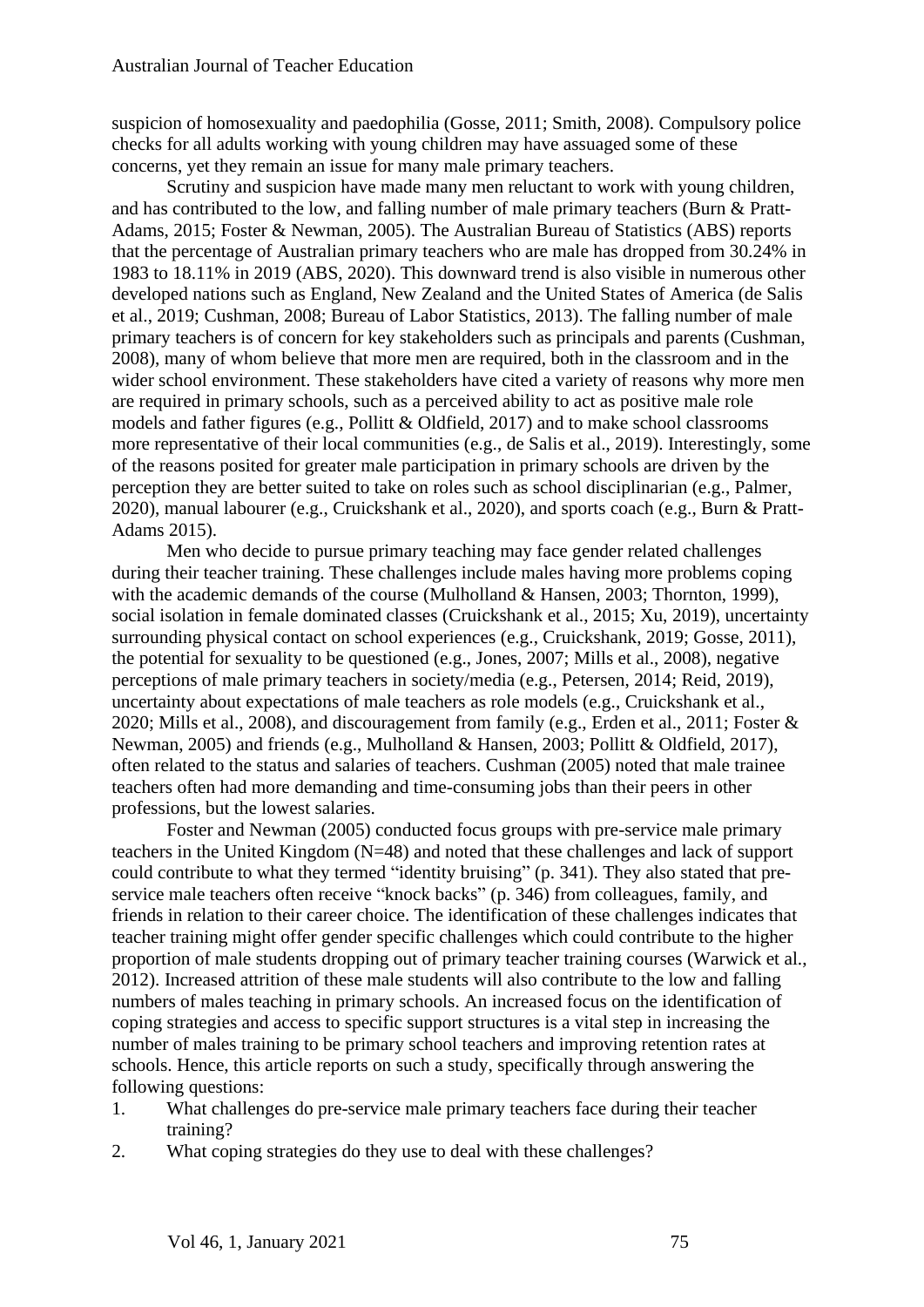suspicion of homosexuality and paedophilia (Gosse, 2011; Smith, 2008). Compulsory police checks for all adults working with young children may have assuaged some of these concerns, yet they remain an issue for many male primary teachers.

Scrutiny and suspicion have made many men reluctant to work with young children, and has contributed to the low, and falling number of male primary teachers (Burn & Pratt-Adams, 2015; Foster & Newman, 2005). The Australian Bureau of Statistics (ABS) reports that the percentage of Australian primary teachers who are male has dropped from 30.24% in 1983 to 18.11% in 2019 (ABS, 2020). This downward trend is also visible in numerous other developed nations such as England, New Zealand and the United States of America (de Salis et al., 2019; Cushman, 2008; Bureau of Labor Statistics, 2013). The falling number of male primary teachers is of concern for key stakeholders such as principals and parents (Cushman, 2008), many of whom believe that more men are required, both in the classroom and in the wider school environment. These stakeholders have cited a variety of reasons why more men are required in primary schools, such as a perceived ability to act as positive male role models and father figures (e.g., Pollitt & Oldfield, 2017) and to make school classrooms more representative of their local communities (e.g., de Salis et al., 2019). Interestingly, some of the reasons posited for greater male participation in primary schools are driven by the perception they are better suited to take on roles such as school disciplinarian (e.g., Palmer, 2020), manual labourer (e.g., Cruickshank et al., 2020), and sports coach (e.g., Burn & Pratt-Adams 2015).

Men who decide to pursue primary teaching may face gender related challenges during their teacher training. These challenges include males having more problems coping with the academic demands of the course (Mulholland & Hansen, 2003; Thornton, 1999), social isolation in female dominated classes (Cruickshank et al., 2015; Xu, 2019), uncertainty surrounding physical contact on school experiences (e.g., Cruickshank, 2019; Gosse, 2011), the potential for sexuality to be questioned (e.g., Jones, 2007; Mills et al., 2008), negative perceptions of male primary teachers in society/media (e.g., Petersen, 2014; Reid, 2019), uncertainty about expectations of male teachers as role models (e.g., Cruickshank et al., 2020; Mills et al., 2008), and discouragement from family (e.g., Erden et al., 2011; Foster & Newman, 2005) and friends (e.g., Mulholland & Hansen, 2003; Pollitt & Oldfield, 2017), often related to the status and salaries of teachers. Cushman (2005) noted that male trainee teachers often had more demanding and time-consuming jobs than their peers in other professions, but the lowest salaries.

Foster and Newman (2005) conducted focus groups with pre-service male primary teachers in the United Kingdom (N=48) and noted that these challenges and lack of support could contribute to what they termed "identity bruising" (p. 341). They also stated that pre-service male teachers often receive "knock backs" (p. 346) from colleagues, family, and friends in relation to their career choice. The identification of these challenges indicates that teacher training might offer gender specific challenges which could contribute to the higher proportion of male students dropping out of primary teacher training courses (Warwick et al., 2012). Increased attrition of these male students will also contribute to the low and falling numbers of males teaching in primary schools. An increased focus on the identification of coping strategies and access to specific support structures is a vital step in increasing the number of males training to be primary school teachers and improving retention rates at schools. Hence, this article reports on such a study, specifically through answering the following questions:

1. What challenges do pre-service male primary teachers face during their teacher training?
2. What coping strategies do they use to deal with these challenges?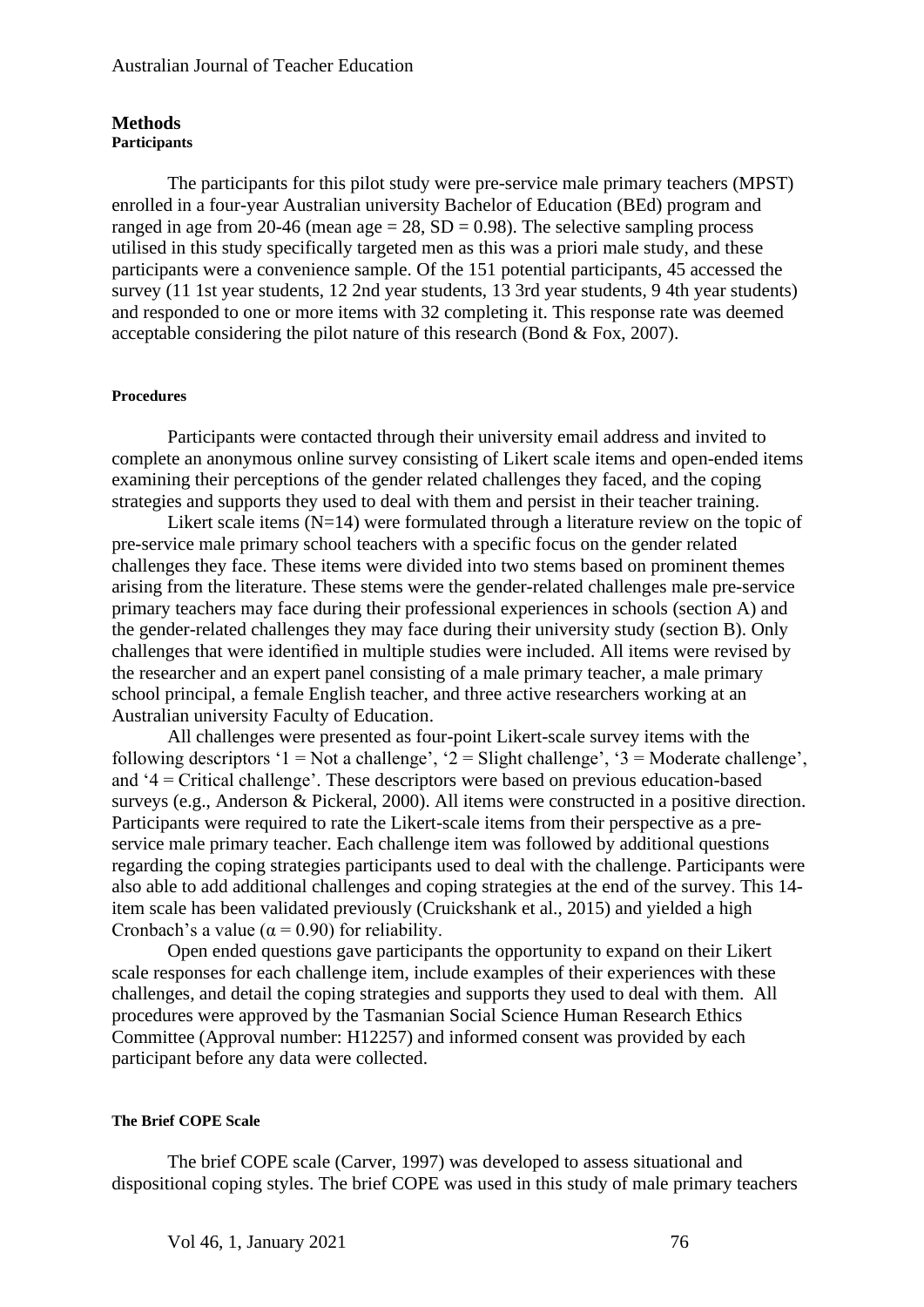## Methods

### Participants

The participants for this pilot study were pre-service male primary teachers (MPST) enrolled in a four-year Australian university Bachelor of Education (BEd) program and ranged in age from 20-46 (mean age = 28, SD = 0.98). The selective sampling process utilised in this study specifically targeted men as this was a priori male study, and these participants were a convenience sample. Of the 151 potential participants, 45 accessed the survey (11 1st year students, 12 2nd year students, 13 3rd year students, 9 4th year students) and responded to one or more items with 32 completing it. This response rate was deemed acceptable considering the pilot nature of this research (Bond & Fox, 2007).

### Procedures

Participants were contacted through their university email address and invited to complete an anonymous online survey consisting of Likert scale items and open-ended items examining their perceptions of the gender related challenges they faced, and the coping strategies and supports they used to deal with them and persist in their teacher training.

Likert scale items (N=14) were formulated through a literature review on the topic of pre-service male primary school teachers with a specific focus on the gender related challenges they face. These items were divided into two stems based on prominent themes arising from the literature. These stems were the gender-related challenges male pre-service primary teachers may face during their professional experiences in schools (section A) and the gender-related challenges they may face during their university study (section B). Only challenges that were identified in multiple studies were included. All items were revised by the researcher and an expert panel consisting of a male primary teacher, a male primary school principal, a female English teacher, and three active researchers working at an Australian university Faculty of Education.

All challenges were presented as four-point Likert-scale survey items with the following descriptors '1 = Not a challenge', '2 = Slight challenge', '3 = Moderate challenge', and '4 = Critical challenge'. These descriptors were based on previous education-based surveys (e.g., Anderson & Pickeral, 2000). All items were constructed in a positive direction. Participants were required to rate the Likert-scale items from their perspective as a pre-service male primary teacher. Each challenge item was followed by additional questions regarding the coping strategies participants used to deal with the challenge. Participants were also able to add additional challenges and coping strategies at the end of the survey. This 14-item scale has been validated previously (Cruickshank et al., 2015) and yielded a high Cronbach's a value ($\alpha = 0.90$) for reliability.

Open ended questions gave participants the opportunity to expand on their Likert scale responses for each challenge item, include examples of their experiences with these challenges, and detail the coping strategies and supports they used to deal with them. All procedures were approved by the Tasmanian Social Science Human Research Ethics Committee (Approval number: H12257) and informed consent was provided by each participant before any data were collected.

### The Brief COPE Scale

The brief COPE scale (Carver, 1997) was developed to assess situational and dispositional coping styles. The brief COPE was used in this study of male primary teachers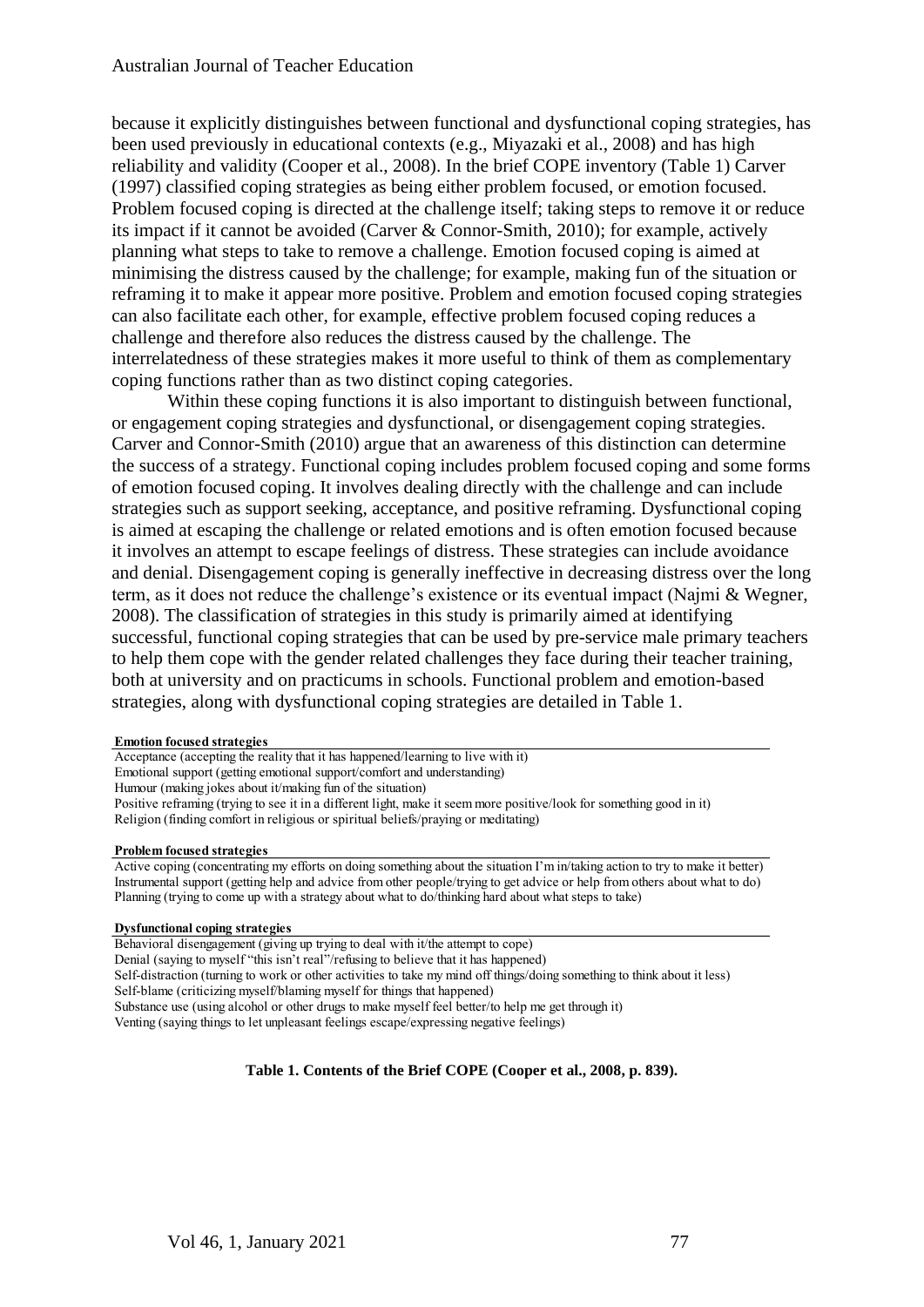because it explicitly distinguishes between functional and dysfunctional coping strategies, has been used previously in educational contexts (e.g., Miyazaki et al., 2008) and has high reliability and validity (Cooper et al., 2008). In the brief COPE inventory (Table 1) Carver (1997) classified coping strategies as being either problem focused, or emotion focused. Problem focused coping is directed at the challenge itself; taking steps to remove it or reduce its impact if it cannot be avoided (Carver & Connor-Smith, 2010); for example, actively planning what steps to take to remove a challenge. Emotion focused coping is aimed at minimising the distress caused by the challenge; for example, making fun of the situation or reframing it to make it appear more positive. Problem and emotion focused coping strategies can also facilitate each other, for example, effective problem focused coping reduces a challenge and therefore also reduces the distress caused by the challenge. The interrelatedness of these strategies makes it more useful to think of them as complementary coping functions rather than as two distinct coping categories.

Within these coping functions it is also important to distinguish between functional, or engagement coping strategies and dysfunctional, or disengagement coping strategies. Carver and Connor-Smith (2010) argue that an awareness of this distinction can determine the success of a strategy. Functional coping includes problem focused coping and some forms of emotion focused coping. It involves dealing directly with the challenge and can include strategies such as support seeking, acceptance, and positive reframing. Dysfunctional coping is aimed at escaping the challenge or related emotions and is often emotion focused because it involves an attempt to escape feelings of distress. These strategies can include avoidance and denial. Disengagement coping is generally ineffective in decreasing distress over the long term, as it does not reduce the challenge's existence or its eventual impact (Najmi & Wegner, 2008). The classification of strategies in this study is primarily aimed at identifying successful, functional coping strategies that can be used by pre-service male primary teachers to help them cope with the gender related challenges they face during their teacher training, both at university and on practicums in schools. Functional problem and emotion-based strategies, along with dysfunctional coping strategies are detailed in Table 1.

| **Emotion focused strategies** |
|---|
| Acceptance (accepting the reality that it has happened/learning to live with it) |
| Emotional support (getting emotional support/comfort and understanding) |
| Humour (making jokes about it/making fun of the situation) |
| Positive reframing (trying to see it in a different light, make it seem more positive/look for something good in it) |
| Religion (finding comfort in religious or spiritual beliefs/praying or meditating) |
| **Problem focused strategies** |
| Active coping (concentrating my efforts on doing something about the situation I'm in/taking action to try to make it better) |
| Instrumental support (getting help and advice from other people/trying to get advice or help from others about what to do) |
| Planning (trying to come up with a strategy about what to do/thinking hard about what steps to take) |
| **Dysfunctional coping strategies** |
| Behavioral disengagement (giving up trying to deal with it/the attempt to cope) |
| Denial (saying to myself "this isn't real"/refusing to believe that it has happened) |
| Self-distraction (turning to work or other activities to take my mind off things/doing something to think about it less) |
| Self-blame (criticizing myself/blaming myself for things that happened) |
| Substance use (using alcohol or other drugs to make myself feel better/to help me get through it) |
| Venting (saying things to let unpleasant feelings escape/expressing negative feelings) |

**Table 1. Contents of the Brief COPE (Cooper et al., 2008, p. 839).**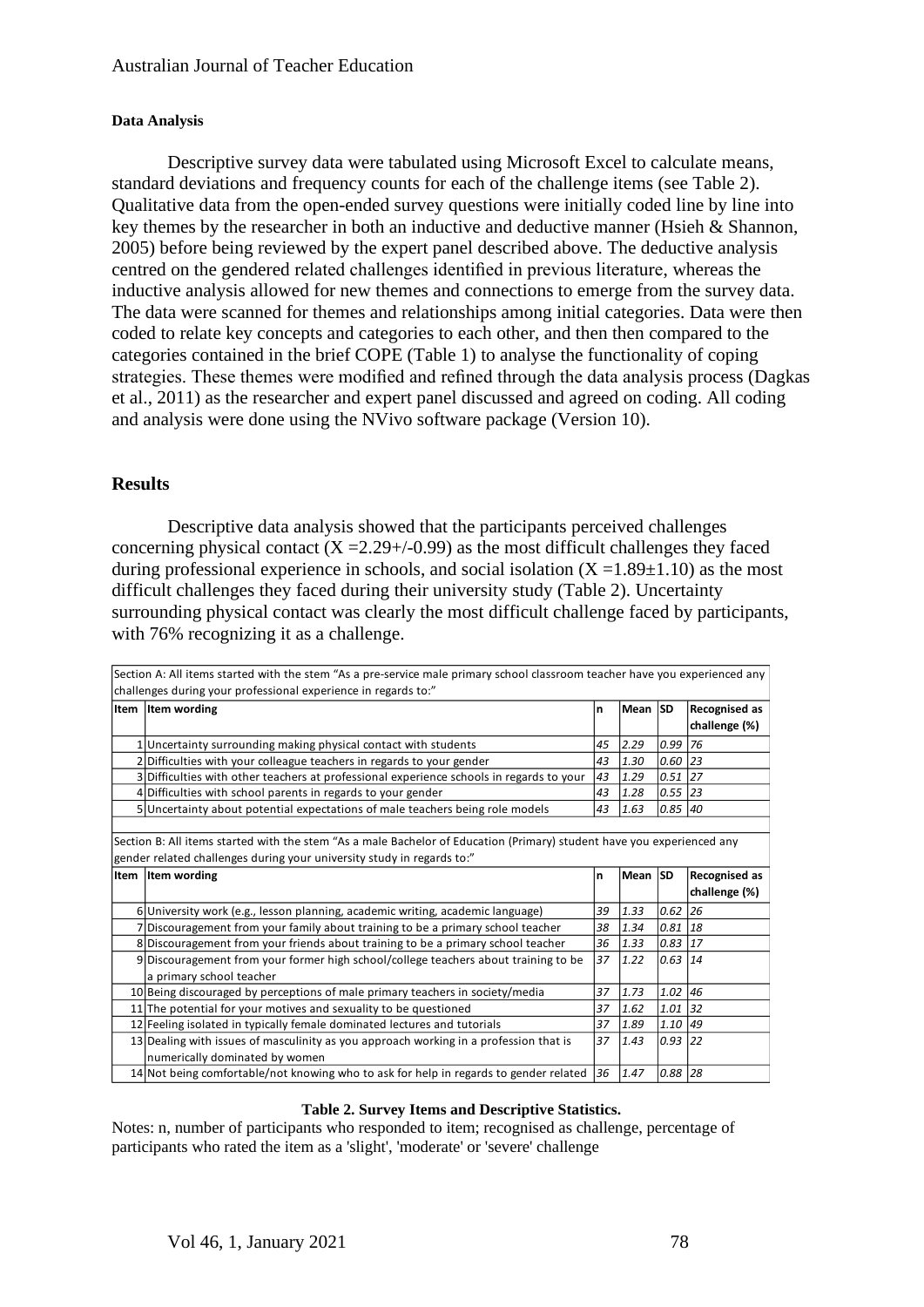### Data Analysis

Descriptive survey data were tabulated using Microsoft Excel to calculate means, standard deviations and frequency counts for each of the challenge items (see Table 2). Qualitative data from the open-ended survey questions were initially coded line by line into key themes by the researcher in both an inductive and deductive manner (Hsieh & Shannon, 2005) before being reviewed by the expert panel described above. The deductive analysis centred on the gendered related challenges identified in previous literature, whereas the inductive analysis allowed for new themes and connections to emerge from the survey data. The data were scanned for themes and relationships among initial categories. Data were then coded to relate key concepts and categories to each other, and then then compared to the categories contained in the brief COPE (Table 1) to analyse the functionality of coping strategies. These themes were modified and refined through the data analysis process (Dagkas et al., 2011) as the researcher and expert panel discussed and agreed on coding. All coding and analysis were done using the NVivo software package (Version 10).

## Results

Descriptive data analysis showed that the participants perceived challenges concerning physical contact ($X = 2.29 +/- 0.99$) as the most difficult challenges they faced during professional experience in schools, and social isolation ($X = 1.89 \pm 1.10$) as the most difficult challenges they faced during their university study (Table 2). Uncertainty surrounding physical contact was clearly the most difficult challenge faced by participants, with 76% recognizing it as a challenge.

| Section A: All items started with the stem "As a pre-service male primary school classroom teacher have you experienced any challenges during your professional experience in regards to:" | | | | | |
|---|---|---|---|---|---|
| **Item** | **Item wording** | **n** | **Mean** | **SD** | **Recognised as challenge (%)** |
| 1 | Uncertainty surrounding making physical contact with students | 45 | 2.29 | 0.99 | 76 |
| 2 | Difficulties with your colleague teachers in regards to your gender | 43 | 1.30 | 0.60 | 23 |
| 3 | Difficulties with other teachers at professional experience schools in regards to your | 43 | 1.29 | 0.51 | 27 |
| 4 | Difficulties with school parents in regards to your gender | 43 | 1.28 | 0.55 | 23 |
| 5 | Uncertainty about potential expectations of male teachers being role models | 43 | 1.63 | 0.85 | 40 |
| Section B: All items started with the stem "As a male Bachelor of Education (Primary) student have you experienced any gender related challenges during your university study in regards to:" | | | | | |
| **Item** | **Item wording** | **n** | **Mean** | **SD** | **Recognised as challenge (%)** |
| 6 | University work (e.g., lesson planning, academic writing, academic language) | 39 | 1.33 | 0.62 | 26 |
| 7 | Discouragement from your family about training to be a primary school teacher | 38 | 1.34 | 0.81 | 18 |
| 8 | Discouragement from your friends about training to be a primary school teacher | 36 | 1.33 | 0.83 | 17 |
| 9 | Discouragement from your former high school/college teachers about training to be a primary school teacher | 37 | 1.22 | 0.63 | 14 |
| 10 | Being discouraged by perceptions of male primary teachers in society/media | 37 | 1.73 | 1.02 | 46 |
| 11 | The potential for your motives and sexuality to be questioned | 37 | 1.62 | 1.01 | 32 |
| 12 | Feeling isolated in typically female dominated lectures and tutorials | 37 | 1.89 | 1.10 | 49 |
| 13 | Dealing with issues of masculinity as you approach working in a profession that is numerically dominated by women | 37 | 1.43 | 0.93 | 22 |
| 14 | Not being comfortable/not knowing who to ask for help in regards to gender related | 36 | 1.47 | 0.88 | 28 |

**Table 2. Survey Items and Descriptive Statistics.**

Notes: n, number of participants who responded to item; recognised as challenge, percentage of participants who rated the item as a 'slight', 'moderate' or 'severe' challenge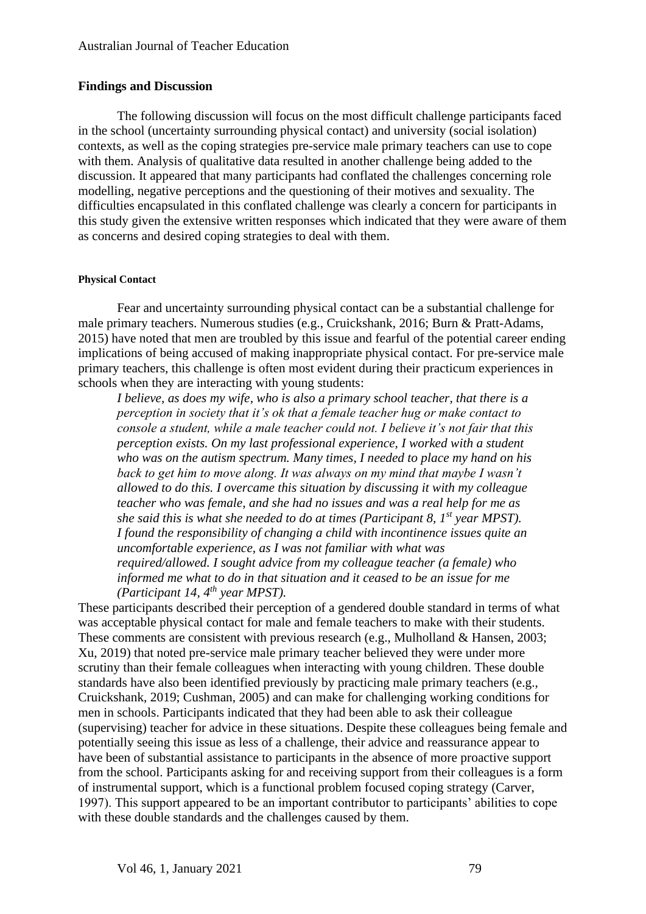## Findings and Discussion

The following discussion will focus on the most difficult challenge participants faced in the school (uncertainty surrounding physical contact) and university (social isolation) contexts, as well as the coping strategies pre-service male primary teachers can use to cope with them. Analysis of qualitative data resulted in another challenge being added to the discussion. It appeared that many participants had conflated the challenges concerning role modelling, negative perceptions and the questioning of their motives and sexuality. The difficulties encapsulated in this conflated challenge was clearly a concern for participants in this study given the extensive written responses which indicated that they were aware of them as concerns and desired coping strategies to deal with them.

### Physical Contact

Fear and uncertainty surrounding physical contact can be a substantial challenge for male primary teachers. Numerous studies (e.g., Cruickshank, 2016; Burn & Pratt-Adams, 2015) have noted that men are troubled by this issue and fearful of the potential career ending implications of being accused of making inappropriate physical contact. For pre-service male primary teachers, this challenge is often most evident during their practicum experiences in schools when they are interacting with young students:

> *I believe, as does my wife, who is also a primary school teacher, that there is a perception in society that it's ok that a female teacher hug or make contact to console a student, while a male teacher could not. I believe it's not fair that this perception exists. On my last professional experience, I worked with a student who was on the autism spectrum. Many times, I needed to place my hand on his back to get him to move along. It was always on my mind that maybe I wasn't allowed to do this. I overcame this situation by discussing it with my colleague teacher who was female, and she had no issues and was a real help for me as she said this is what she needed to do at times (Participant 8, 1st year MPST).*
>
> *I found the responsibility of changing a child with incontinence issues quite an uncomfortable experience, as I was not familiar with what was required/allowed. I sought advice from my colleague teacher (a female) who informed me what to do in that situation and it ceased to be an issue for me (Participant 14, 4th year MPST).*

These participants described their perception of a gendered double standard in terms of what was acceptable physical contact for male and female teachers to make with their students. These comments are consistent with previous research (e.g., Mulholland & Hansen, 2003; Xu, 2019) that noted pre-service male primary teacher believed they were under more scrutiny than their female colleagues when interacting with young children. These double standards have also been identified previously by practicing male primary teachers (e.g., Cruickshank, 2019; Cushman, 2005) and can make for challenging working conditions for men in schools. Participants indicated that they had been able to ask their colleague (supervising) teacher for advice in these situations. Despite these colleagues being female and potentially seeing this issue as less of a challenge, their advice and reassurance appear to have been of substantial assistance to participants in the absence of more proactive support from the school. Participants asking for and receiving support from their colleagues is a form of instrumental support, which is a functional problem focused coping strategy (Carver, 1997). This support appeared to be an important contributor to participants' abilities to cope with these double standards and the challenges caused by them.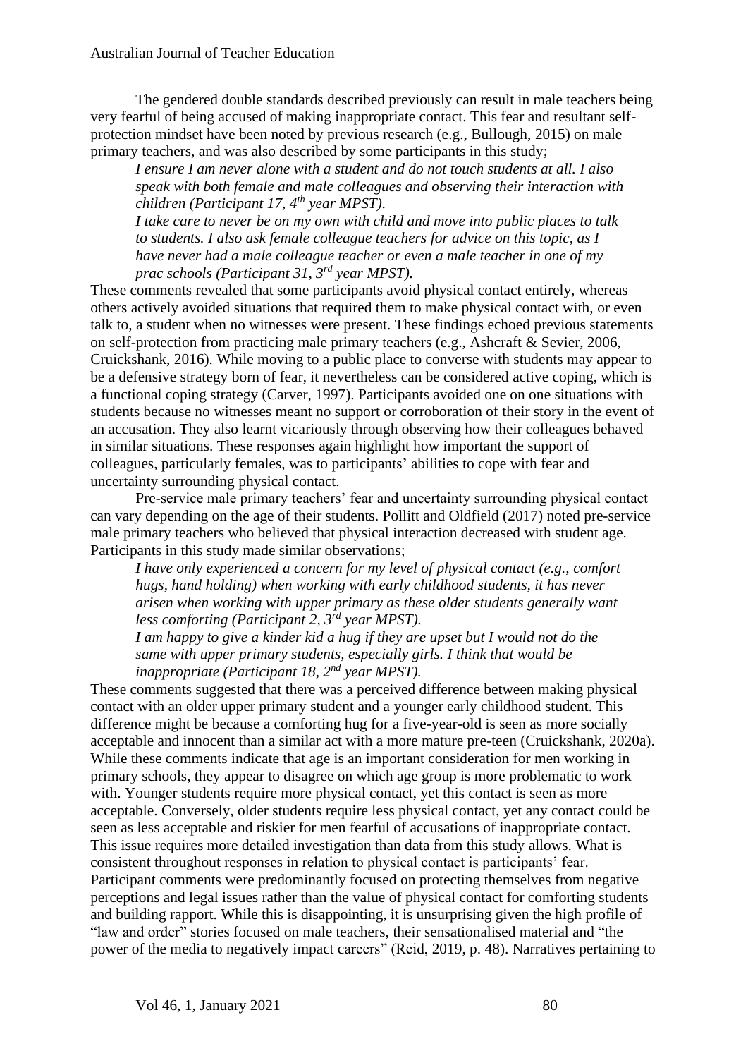The gendered double standards described previously can result in male teachers being very fearful of being accused of making inappropriate contact. This fear and resultant self-protection mindset have been noted by previous research (e.g., Bullough, 2015) on male primary teachers, and was also described by some participants in this study;

> *I ensure I am never alone with a student and do not touch students at all. I also speak with both female and male colleagues and observing their interaction with children (Participant 17, 4th year MPST).*
>
> *I take care to never be on my own with child and move into public places to talk to students. I also ask female colleague teachers for advice on this topic, as I have never had a male colleague teacher or even a male teacher in one of my prac schools (Participant 31, 3rd year MPST).*

These comments revealed that some participants avoid physical contact entirely, whereas others actively avoided situations that required them to make physical contact with, or even talk to, a student when no witnesses were present. These findings echoed previous statements on self-protection from practicing male primary teachers (e.g., Ashcraft & Sevier, 2006, Cruickshank, 2016). While moving to a public place to converse with students may appear to be a defensive strategy born of fear, it nevertheless can be considered active coping, which is a functional coping strategy (Carver, 1997). Participants avoided one on one situations with students because no witnesses meant no support or corroboration of their story in the event of an accusation. They also learnt vicariously through observing how their colleagues behaved in similar situations. These responses again highlight how important the support of colleagues, particularly females, was to participants' abilities to cope with fear and uncertainty surrounding physical contact.

Pre-service male primary teachers' fear and uncertainty surrounding physical contact can vary depending on the age of their students. Pollitt and Oldfield (2017) noted pre-service male primary teachers who believed that physical interaction decreased with student age. Participants in this study made similar observations;

> *I have only experienced a concern for my level of physical contact (e.g., comfort hugs, hand holding) when working with early childhood students, it has never arisen when working with upper primary as these older students generally want less comforting (Participant 2, 3rd year MPST).*
>
> *I am happy to give a kinder kid a hug if they are upset but I would not do the same with upper primary students, especially girls. I think that would be inappropriate (Participant 18, 2nd year MPST).*

These comments suggested that there was a perceived difference between making physical contact with an older upper primary student and a younger early childhood student. This difference might be because a comforting hug for a five-year-old is seen as more socially acceptable and innocent than a similar act with a more mature pre-teen (Cruickshank, 2020a). While these comments indicate that age is an important consideration for men working in primary schools, they appear to disagree on which age group is more problematic to work with. Younger students require more physical contact, yet this contact is seen as more acceptable. Conversely, older students require less physical contact, yet any contact could be seen as less acceptable and riskier for men fearful of accusations of inappropriate contact. This issue requires more detailed investigation than data from this study allows. What is consistent throughout responses in relation to physical contact is participants' fear. Participant comments were predominantly focused on protecting themselves from negative perceptions and legal issues rather than the value of physical contact for comforting students and building rapport. While this is disappointing, it is unsurprising given the high profile of "law and order" stories focused on male teachers, their sensationalised material and "the power of the media to negatively impact careers" (Reid, 2019, p. 48). Narratives pertaining to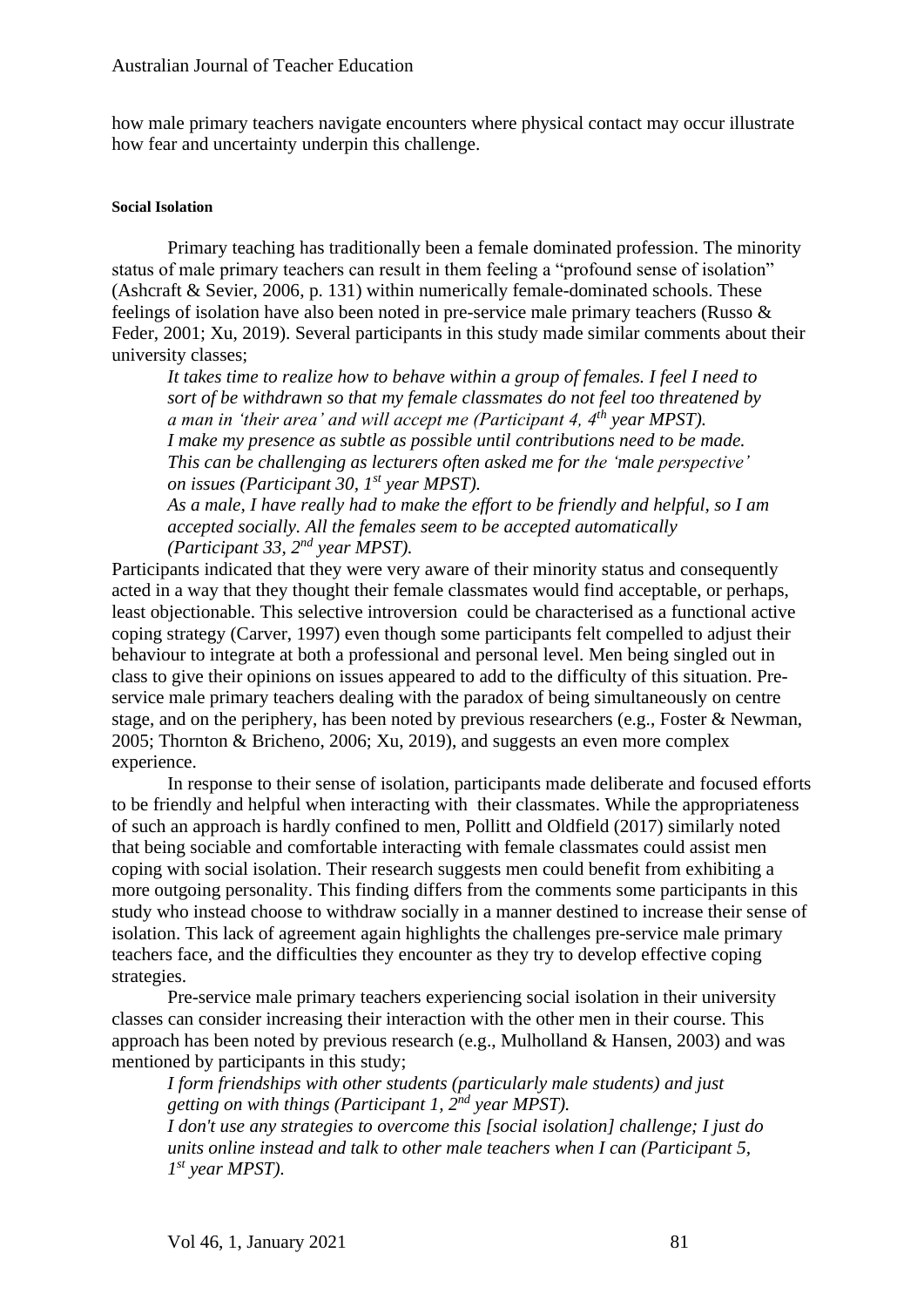how male primary teachers navigate encounters where physical contact may occur illustrate how fear and uncertainty underpin this challenge.

#### Social Isolation

Primary teaching has traditionally been a female dominated profession. The minority status of male primary teachers can result in them feeling a "profound sense of isolation" (Ashcraft & Sevier, 2006, p. 131) within numerically female-dominated schools. These feelings of isolation have also been noted in pre-service male primary teachers (Russo & Feder, 2001; Xu, 2019). Several participants in this study made similar comments about their university classes;

> *It takes time to realize how to behave within a group of females. I feel I need to sort of be withdrawn so that my female classmates do not feel too threatened by a man in 'their area' and will accept me (Participant 4, 4th year MPST).*
> *I make my presence as subtle as possible until contributions need to be made. This can be challenging as lecturers often asked me for the 'male perspective' on issues (Participant 30, 1st year MPST).*
> *As a male, I have really had to make the effort to be friendly and helpful, so I am accepted socially. All the females seem to be accepted automatically (Participant 33, 2nd year MPST).*

Participants indicated that they were very aware of their minority status and consequently acted in a way that they thought their female classmates would find acceptable, or perhaps, least objectionable. This selective introversion could be characterised as a functional active coping strategy (Carver, 1997) even though some participants felt compelled to adjust their behaviour to integrate at both a professional and personal level. Men being singled out in class to give their opinions on issues appeared to add to the difficulty of this situation. Pre-service male primary teachers dealing with the paradox of being simultaneously on centre stage, and on the periphery, has been noted by previous researchers (e.g., Foster & Newman, 2005; Thornton & Bricheno, 2006; Xu, 2019), and suggests an even more complex experience.

In response to their sense of isolation, participants made deliberate and focused efforts to be friendly and helpful when interacting with their classmates. While the appropriateness of such an approach is hardly confined to men, Pollitt and Oldfield (2017) similarly noted that being sociable and comfortable interacting with female classmates could assist men coping with social isolation. Their research suggests men could benefit from exhibiting a more outgoing personality. This finding differs from the comments some participants in this study who instead choose to withdraw socially in a manner destined to increase their sense of isolation. This lack of agreement again highlights the challenges pre-service male primary teachers face, and the difficulties they encounter as they try to develop effective coping strategies.

Pre-service male primary teachers experiencing social isolation in their university classes can consider increasing their interaction with the other men in their course. This approach has been noted by previous research (e.g., Mulholland & Hansen, 2003) and was mentioned by participants in this study;

> *I form friendships with other students (particularly male students) and just getting on with things (Participant 1, 2nd year MPST).*
> *I don't use any strategies to overcome this [social isolation] challenge; I just do units online instead and talk to other male teachers when I can (Participant 5, 1st year MPST).*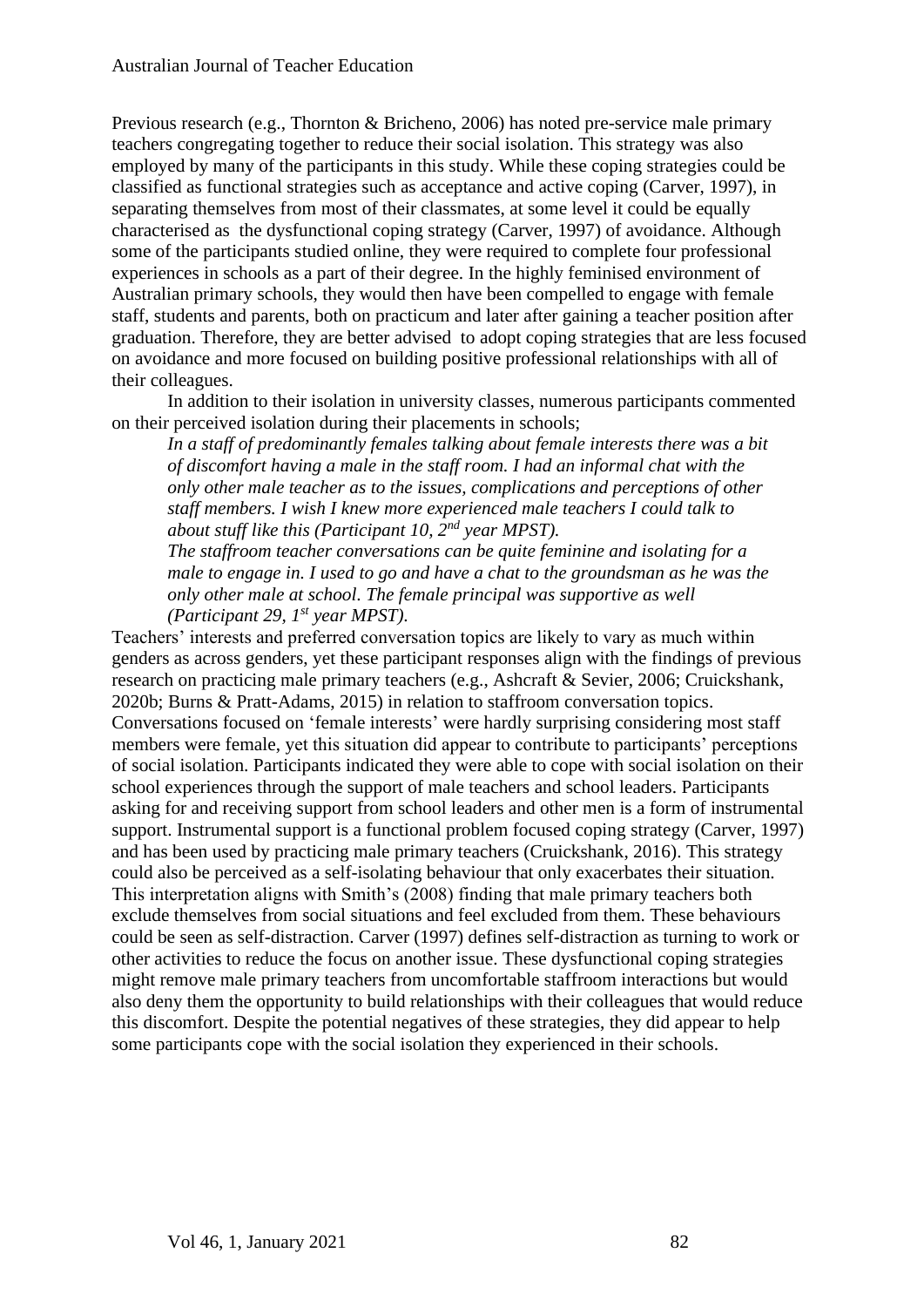Previous research (e.g., Thornton & Bricheno, 2006) has noted pre-service male primary teachers congregating together to reduce their social isolation. This strategy was also employed by many of the participants in this study. While these coping strategies could be classified as functional strategies such as acceptance and active coping (Carver, 1997), in separating themselves from most of their classmates, at some level it could be equally characterised as the dysfunctional coping strategy (Carver, 1997) of avoidance. Although some of the participants studied online, they were required to complete four professional experiences in schools as a part of their degree. In the highly feminised environment of Australian primary schools, they would then have been compelled to engage with female staff, students and parents, both on practicum and later after gaining a teacher position after graduation. Therefore, they are better advised to adopt coping strategies that are less focused on avoidance and more focused on building positive professional relationships with all of their colleagues.

In addition to their isolation in university classes, numerous participants commented on their perceived isolation during their placements in schools;

> *In a staff of predominantly females talking about female interests there was a bit of discomfort having a male in the staff room. I had an informal chat with the only other male teacher as to the issues, complications and perceptions of other staff members. I wish I knew more experienced male teachers I could talk to about stuff like this (Participant 10, 2nd year MPST).*
>
> *The staffroom teacher conversations can be quite feminine and isolating for a male to engage in. I used to go and have a chat to the groundsman as he was the only other male at school. The female principal was supportive as well (Participant 29, 1st year MPST).*

Teachers' interests and preferred conversation topics are likely to vary as much within genders as across genders, yet these participant responses align with the findings of previous research on practicing male primary teachers (e.g., Ashcraft & Sevier, 2006; Cruickshank, 2020b; Burns & Pratt-Adams, 2015) in relation to staffroom conversation topics. Conversations focused on 'female interests' were hardly surprising considering most staff members were female, yet this situation did appear to contribute to participants' perceptions of social isolation. Participants indicated they were able to cope with social isolation on their school experiences through the support of male teachers and school leaders. Participants asking for and receiving support from school leaders and other men is a form of instrumental support. Instrumental support is a functional problem focused coping strategy (Carver, 1997) and has been used by practicing male primary teachers (Cruickshank, 2016). This strategy could also be perceived as a self-isolating behaviour that only exacerbates their situation. This interpretation aligns with Smith's (2008) finding that male primary teachers both exclude themselves from social situations and feel excluded from them. These behaviours could be seen as self-distraction. Carver (1997) defines self-distraction as turning to work or other activities to reduce the focus on another issue. These dysfunctional coping strategies might remove male primary teachers from uncomfortable staffroom interactions but would also deny them the opportunity to build relationships with their colleagues that would reduce this discomfort. Despite the potential negatives of these strategies, they did appear to help some participants cope with the social isolation they experienced in their schools.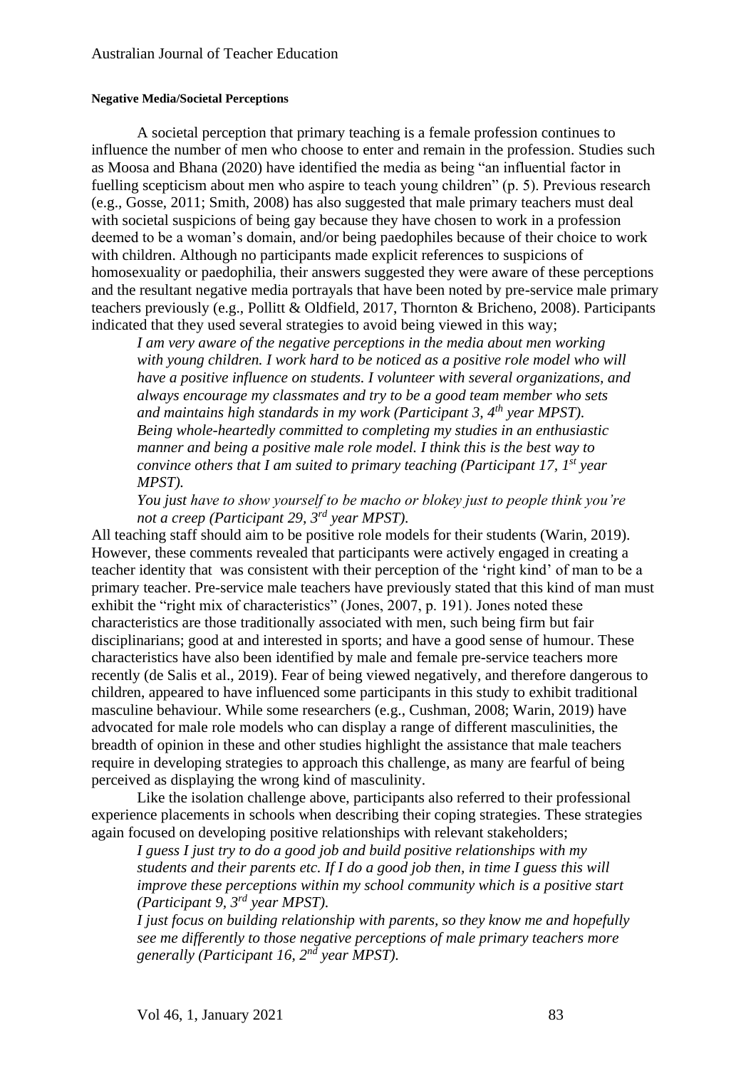#### Negative Media/Societal Perceptions

A societal perception that primary teaching is a female profession continues to influence the number of men who choose to enter and remain in the profession. Studies such as Moosa and Bhana (2020) have identified the media as being "an influential factor in fuelling scepticism about men who aspire to teach young children" (p. 5). Previous research (e.g., Gosse, 2011; Smith, 2008) has also suggested that male primary teachers must deal with societal suspicions of being gay because they have chosen to work in a profession deemed to be a woman's domain, and/or being paedophiles because of their choice to work with children. Although no participants made explicit references to suspicions of homosexuality or paedophilia, their answers suggested they were aware of these perceptions and the resultant negative media portrayals that have been noted by pre-service male primary teachers previously (e.g., Pollitt & Oldfield, 2017, Thornton & Bricheno, 2008). Participants indicated that they used several strategies to avoid being viewed in this way;

> *I am very aware of the negative perceptions in the media about men working with young children. I work hard to be noticed as a positive role model who will have a positive influence on students. I volunteer with several organizations, and always encourage my classmates and try to be a good team member who sets and maintains high standards in my work (Participant 3, 4th year MPST).*
>
> *Being whole-heartedly committed to completing my studies in an enthusiastic manner and being a positive male role model. I think this is the best way to convince others that I am suited to primary teaching (Participant 17, 1st year MPST).*
>
> *You just have to show yourself to be macho or blokey just to people think you're not a creep (Participant 29, 3rd year MPST).*

All teaching staff should aim to be positive role models for their students (Warin, 2019). However, these comments revealed that participants were actively engaged in creating a teacher identity that was consistent with their perception of the 'right kind' of man to be a primary teacher. Pre-service male teachers have previously stated that this kind of man must exhibit the "right mix of characteristics" (Jones, 2007, p. 191). Jones noted these characteristics are those traditionally associated with men, such being firm but fair disciplinarians; good at and interested in sports; and have a good sense of humour. These characteristics have also been identified by male and female pre-service teachers more recently (de Salis et al., 2019). Fear of being viewed negatively, and therefore dangerous to children, appeared to have influenced some participants in this study to exhibit traditional masculine behaviour. While some researchers (e.g., Cushman, 2008; Warin, 2019) have advocated for male role models who can display a range of different masculinities, the breadth of opinion in these and other studies highlight the assistance that male teachers require in developing strategies to approach this challenge, as many are fearful of being perceived as displaying the wrong kind of masculinity.

Like the isolation challenge above, participants also referred to their professional experience placements in schools when describing their coping strategies. These strategies again focused on developing positive relationships with relevant stakeholders;

> *I guess I just try to do a good job and build positive relationships with my students and their parents etc. If I do a good job then, in time I guess this will improve these perceptions within my school community which is a positive start (Participant 9, 3rd year MPST).*
>
> *I just focus on building relationship with parents, so they know me and hopefully see me differently to those negative perceptions of male primary teachers more generally (Participant 16, 2nd year MPST).*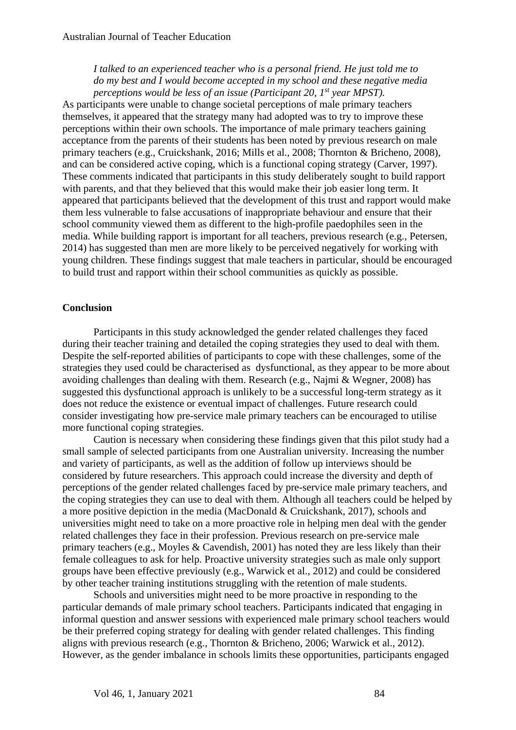*I talked to an experienced teacher who is a personal friend. He just told me to do my best and I would become accepted in my school and these negative media perceptions would be less of an issue (Participant 20, 1st year MPST).*

As participants were unable to change societal perceptions of male primary teachers themselves, it appeared that the strategy many had adopted was to try to improve these perceptions within their own schools. The importance of male primary teachers gaining acceptance from the parents of their students has been noted by previous research on male primary teachers (e.g., Cruickshank, 2016; Mills et al., 2008; Thornton & Bricheno, 2008), and can be considered active coping, which is a functional coping strategy (Carver, 1997). These comments indicated that participants in this study deliberately sought to build rapport with parents, and that they believed that this would make their job easier long term. It appeared that participants believed that the development of this trust and rapport would make them less vulnerable to false accusations of inappropriate behaviour and ensure that their school community viewed them as different to the high-profile paedophiles seen in the media. While building rapport is important for all teachers, previous research (e.g., Petersen, 2014) has suggested than men are more likely to be perceived negatively for working with young children. These findings suggest that male teachers in particular, should be encouraged to build trust and rapport within their school communities as quickly as possible.

## Conclusion

Participants in this study acknowledged the gender related challenges they faced during their teacher training and detailed the coping strategies they used to deal with them. Despite the self-reported abilities of participants to cope with these challenges, some of the strategies they used could be characterised as dysfunctional, as they appear to be more about avoiding challenges than dealing with them. Research (e.g., Najmi & Wegner, 2008) has suggested this dysfunctional approach is unlikely to be a successful long-term strategy as it does not reduce the existence or eventual impact of challenges. Future research could consider investigating how pre-service male primary teachers can be encouraged to utilise more functional coping strategies.

Caution is necessary when considering these findings given that this pilot study had a small sample of selected participants from one Australian university. Increasing the number and variety of participants, as well as the addition of follow up interviews should be considered by future researchers. This approach could increase the diversity and depth of perceptions of the gender related challenges faced by pre-service male primary teachers, and the coping strategies they can use to deal with them. Although all teachers could be helped by a more positive depiction in the media (MacDonald & Cruickshank, 2017), schools and universities might need to take on a more proactive role in helping men deal with the gender related challenges they face in their profession. Previous research on pre-service male primary teachers (e.g., Moyles & Cavendish, 2001) has noted they are less likely than their female colleagues to ask for help. Proactive university strategies such as male only support groups have been effective previously (e.g., Warwick et al., 2012) and could be considered by other teacher training institutions struggling with the retention of male students.

Schools and universities might need to be more proactive in responding to the particular demands of male primary school teachers. Participants indicated that engaging in informal question and answer sessions with experienced male primary school teachers would be their preferred coping strategy for dealing with gender related challenges. This finding aligns with previous research (e.g., Thornton & Bricheno, 2006; Warwick et al., 2012). However, as the gender imbalance in schools limits these opportunities, participants engaged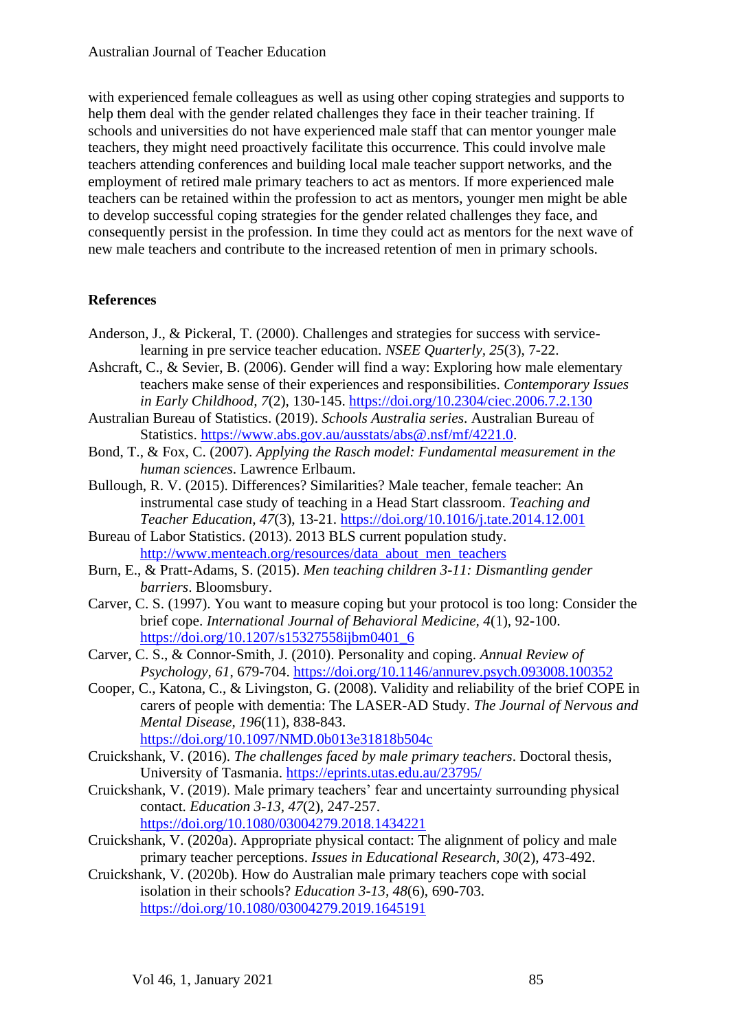with experienced female colleagues as well as using other coping strategies and supports to help them deal with the gender related challenges they face in their teacher training. If schools and universities do not have experienced male staff that can mentor younger male teachers, they might need proactively facilitate this occurrence. This could involve male teachers attending conferences and building local male teacher support networks, and the employment of retired male primary teachers to act as mentors. If more experienced male teachers can be retained within the profession to act as mentors, younger men might be able to develop successful coping strategies for the gender related challenges they face, and consequently persist in the profession. In time they could act as mentors for the next wave of new male teachers and contribute to the increased retention of men in primary schools.

**References**

Anderson, J., & Pickeral, T. (2000). Challenges and strategies for success with service-learning in pre service teacher education. *NSEE Quarterly, 25*(3), 7-22.

Ashcraft, C., & Sevier, B. (2006). Gender will find a way: Exploring how male elementary teachers make sense of their experiences and responsibilities. *Contemporary Issues in Early Childhood, 7*(2), 130-145. https://doi.org/10.2304/ciec.2006.7.2.130

Australian Bureau of Statistics. (2019). *Schools Australia series*. Australian Bureau of Statistics. https://www.abs.gov.au/ausstats/abs@.nsf/mf/4221.0.

Bond, T., & Fox, C. (2007). *Applying the Rasch model: Fundamental measurement in the human sciences*. Lawrence Erlbaum.

Bullough, R. V. (2015). Differences? Similarities? Male teacher, female teacher: An instrumental case study of teaching in a Head Start classroom. *Teaching and Teacher Education, 47*(3), 13-21. https://doi.org/10.1016/j.tate.2014.12.001

Bureau of Labor Statistics. (2013). 2013 BLS current population study. http://www.menteach.org/resources/data_about_men_teachers

Burn, E., & Pratt-Adams, S. (2015). *Men teaching children 3-11: Dismantling gender barriers*. Bloomsbury.

Carver, C. S. (1997). You want to measure coping but your protocol is too long: Consider the brief cope. *International Journal of Behavioral Medicine, 4*(1), 92-100. https://doi.org/10.1207/s15327558ijbm0401_6

Carver, C. S., & Connor-Smith, J. (2010). Personality and coping. *Annual Review of Psychology, 61*, 679-704. https://doi.org/10.1146/annurev.psych.093008.100352

Cooper, C., Katona, C., & Livingston, G. (2008). Validity and reliability of the brief COPE in carers of people with dementia: The LASER-AD Study. *The Journal of Nervous and Mental Disease, 196*(11), 838-843. https://doi.org/10.1097/NMD.0b013e31818b504c

Cruickshank, V. (2016). *The challenges faced by male primary teachers*. Doctoral thesis, University of Tasmania. https://eprints.utas.edu.au/23795/

Cruickshank, V. (2019). Male primary teachers' fear and uncertainty surrounding physical contact. *Education 3-13, 47*(2), 247-257. https://doi.org/10.1080/03004279.2018.1434221

Cruickshank, V. (2020a). Appropriate physical contact: The alignment of policy and male primary teacher perceptions. *Issues in Educational Research, 30*(2), 473-492.

Cruickshank, V. (2020b). How do Australian male primary teachers cope with social isolation in their schools? *Education 3-13, 48*(6), 690-703. https://doi.org/10.1080/03004279.2019.1645191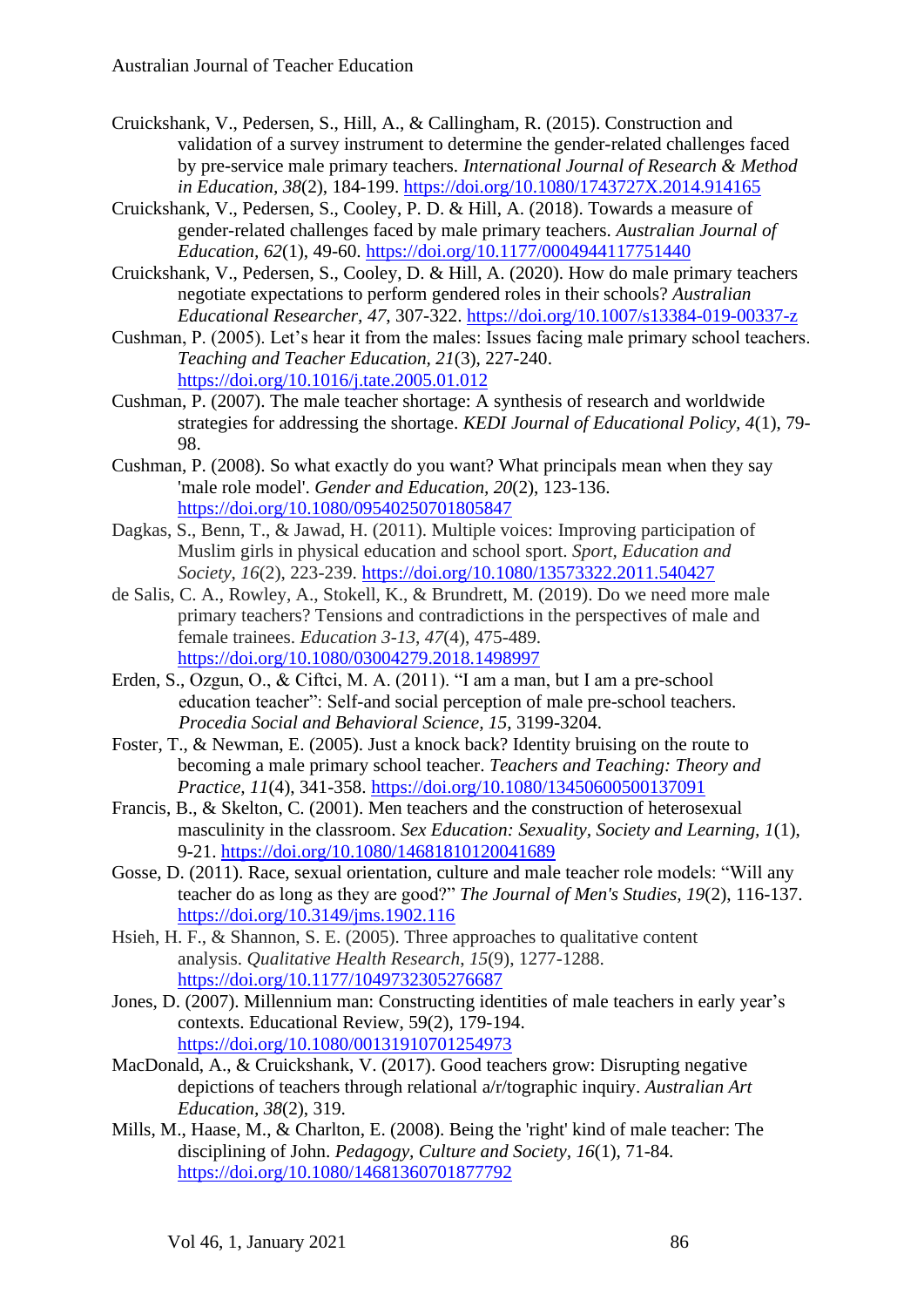Cruickshank, V., Pedersen, S., Hill, A., & Callingham, R. (2015). Construction and validation of a survey instrument to determine the gender-related challenges faced by pre-service male primary teachers. *International Journal of Research & Method in Education*, *38*(2), 184-199. https://doi.org/10.1080/1743727X.2014.914165

Cruickshank, V., Pedersen, S., Cooley, P. D. & Hill, A. (2018). Towards a measure of gender-related challenges faced by male primary teachers. *Australian Journal of Education, 62*(1), 49-60. https://doi.org/10.1177/0004944117751440

Cruickshank, V., Pedersen, S., Cooley, D. & Hill, A. (2020). How do male primary teachers negotiate expectations to perform gendered roles in their schools? *Australian Educational Researcher, 47*, 307-322. https://doi.org/10.1007/s13384-019-00337-z

Cushman, P. (2005). Let's hear it from the males: Issues facing male primary school teachers. *Teaching and Teacher Education, 21*(3), 227-240. https://doi.org/10.1016/j.tate.2005.01.012

Cushman, P. (2007). The male teacher shortage: A synthesis of research and worldwide strategies for addressing the shortage. *KEDI Journal of Educational Policy, 4*(1), 79-98.

Cushman, P. (2008). So what exactly do you want? What principals mean when they say 'male role model'. *Gender and Education, 20*(2), 123-136. https://doi.org/10.1080/09540250701805847

Dagkas, S., Benn, T., & Jawad, H. (2011). Multiple voices: Improving participation of Muslim girls in physical education and school sport. *Sport, Education and Society*, *16*(2), 223-239. https://doi.org/10.1080/13573322.2011.540427

de Salis, C. A., Rowley, A., Stokell, K., & Brundrett, M. (2019). Do we need more male primary teachers? Tensions and contradictions in the perspectives of male and female trainees. *Education 3-13*, *47*(4), 475-489. https://doi.org/10.1080/03004279.2018.1498997

Erden, S., Ozgun, O., & Ciftci, M. A. (2011). "I am a man, but I am a pre-school education teacher": Self-and social perception of male pre-school teachers. *Procedia Social and Behavioral Science, 15*, 3199-3204.

Foster, T., & Newman, E. (2005). Just a knock back? Identity bruising on the route to becoming a male primary school teacher. *Teachers and Teaching: Theory and Practice, 11*(4), 341-358. https://doi.org/10.1080/13450600500137091

Francis, B., & Skelton, C. (2001). Men teachers and the construction of heterosexual masculinity in the classroom. *Sex Education: Sexuality, Society and Learning, 1*(1), 9-21. https://doi.org/10.1080/14681810120041689

Gosse, D. (2011). Race, sexual orientation, culture and male teacher role models: "Will any teacher do as long as they are good?" *The Journal of Men's Studies, 19*(2), 116-137. https://doi.org/10.3149/jms.1902.116

Hsieh, H. F., & Shannon, S. E. (2005). Three approaches to qualitative content analysis. *Qualitative Health Research*, *15*(9), 1277-1288. https://doi.org/10.1177/1049732305276687

Jones, D. (2007). Millennium man: Constructing identities of male teachers in early year's contexts. Educational Review, 59(2), 179-194. https://doi.org/10.1080/00131910701254973

MacDonald, A., & Cruickshank, V. (2017). Good teachers grow: Disrupting negative depictions of teachers through relational a/r/tographic inquiry. *Australian Art Education, 38*(2), 319.

Mills, M., Haase, M., & Charlton, E. (2008). Being the 'right' kind of male teacher: The disciplining of John. *Pedagogy, Culture and Society, 16*(1), 71-84. https://doi.org/10.1080/14681360701877792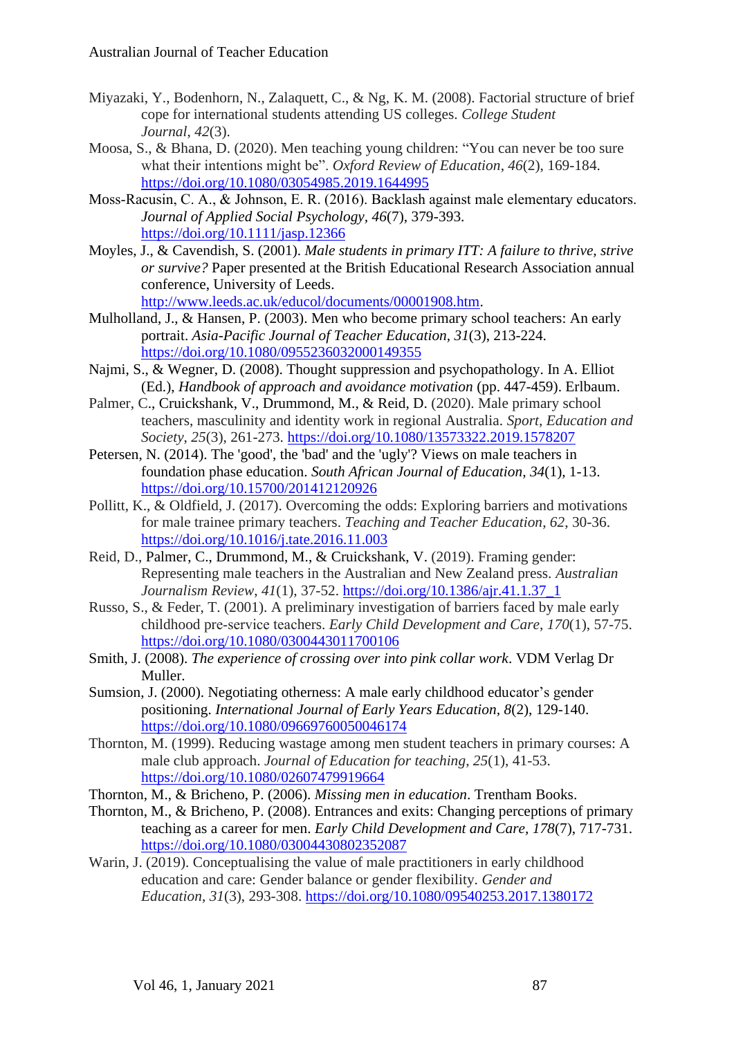Miyazaki, Y., Bodenhorn, N., Zalaquett, C., & Ng, K. M. (2008). Factorial structure of brief cope for international students attending US colleges. *College Student Journal*, *42*(3).

Moosa, S., & Bhana, D. (2020). Men teaching young children: "You can never be too sure what their intentions might be". *Oxford Review of Education*, *46*(2), 169-184. https://doi.org/10.1080/03054985.2019.1644995

Moss-Racusin, C. A., & Johnson, E. R. (2016). Backlash against male elementary educators. *Journal of Applied Social Psychology*, *46*(7), 379-393. https://doi.org/10.1111/jasp.12366

Moyles, J., & Cavendish, S. (2001). *Male students in primary ITT: A failure to thrive, strive or survive?* Paper presented at the British Educational Research Association annual conference, University of Leeds. http://www.leeds.ac.uk/educol/documents/00001908.htm.

Mulholland, J., & Hansen, P. (2003). Men who become primary school teachers: An early portrait. *Asia-Pacific Journal of Teacher Education, 31*(3), 213-224. https://doi.org/10.1080/0955236032000149355

Najmi, S., & Wegner, D. (2008). Thought suppression and psychopathology. In A. Elliot (Ed.), *Handbook of approach and avoidance motivation* (pp. 447-459). Erlbaum.

Palmer, C., Cruickshank, V., Drummond, M., & Reid, D. (2020). Male primary school teachers, masculinity and identity work in regional Australia. *Sport, Education and Society*, *25*(3), 261-273. https://doi.org/10.1080/13573322.2019.1578207

Petersen, N. (2014). The 'good', the 'bad' and the 'ugly'? Views on male teachers in foundation phase education. *South African Journal of Education, 34*(1), 1-13. https://doi.org/10.15700/201412120926

Pollitt, K., & Oldfield, J. (2017). Overcoming the odds: Exploring barriers and motivations for male trainee primary teachers. *Teaching and Teacher Education*, *62*, 30-36. https://doi.org/10.1016/j.tate.2016.11.003

Reid, D., Palmer, C., Drummond, M., & Cruickshank, V. (2019). Framing gender: Representing male teachers in the Australian and New Zealand press. *Australian Journalism Review*, *41*(1), 37-52. https://doi.org/10.1386/ajr.41.1.37_1

Russo, S., & Feder, T. (2001). A preliminary investigation of barriers faced by male early childhood pre-service teachers. *Early Child Development and Care*, *170*(1), 57-75. https://doi.org/10.1080/0300443011700106

Smith, J. (2008). *The experience of crossing over into pink collar work*. VDM Verlag Dr Muller.

Sumsion, J. (2000). Negotiating otherness: A male early childhood educator's gender positioning. *International Journal of Early Years Education*, *8*(2), 129-140. https://doi.org/10.1080/09669760050046174

Thornton, M. (1999). Reducing wastage among men student teachers in primary courses: A male club approach. *Journal of Education for teaching*, *25*(1), 41-53. https://doi.org/10.1080/02607479919664

Thornton, M., & Bricheno, P. (2006). *Missing men in education*. Trentham Books.

Thornton, M., & Bricheno, P. (2008). Entrances and exits: Changing perceptions of primary teaching as a career for men. *Early Child Development and Care, 178*(7), 717-731. https://doi.org/10.1080/03004430802352087

Warin, J. (2019). Conceptualising the value of male practitioners in early childhood education and care: Gender balance or gender flexibility. *Gender and Education*, *31*(3), 293-308. https://doi.org/10.1080/09540253.2017.1380172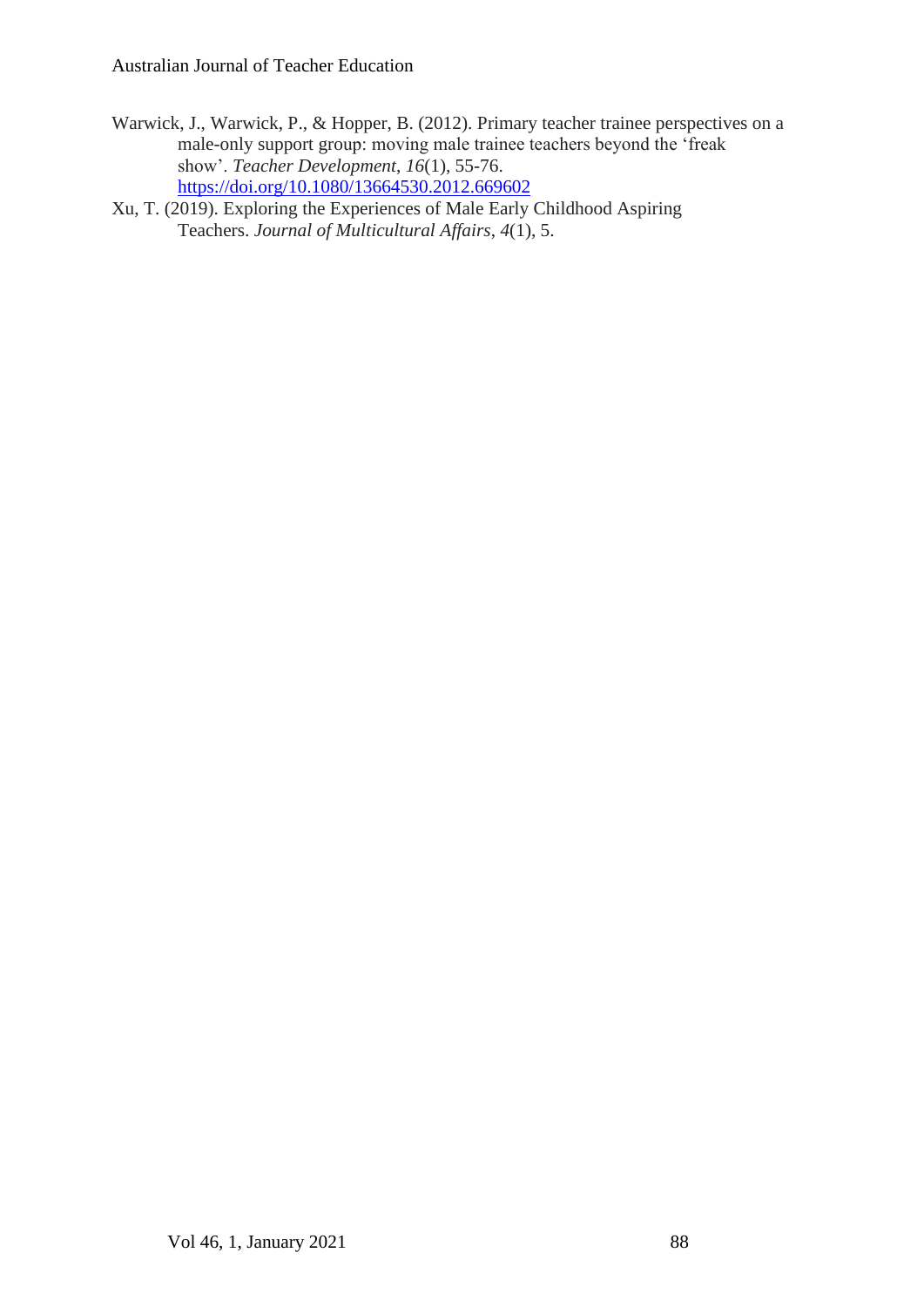Warwick, J., Warwick, P., & Hopper, B. (2012). Primary teacher trainee perspectives on a male-only support group: moving male trainee teachers beyond the 'freak show'. *Teacher Development*, *16*(1), 55-76. https://doi.org/10.1080/13664530.2012.669602

Xu, T. (2019). Exploring the Experiences of Male Early Childhood Aspiring Teachers. *Journal of Multicultural Affairs*, *4*(1), 5.